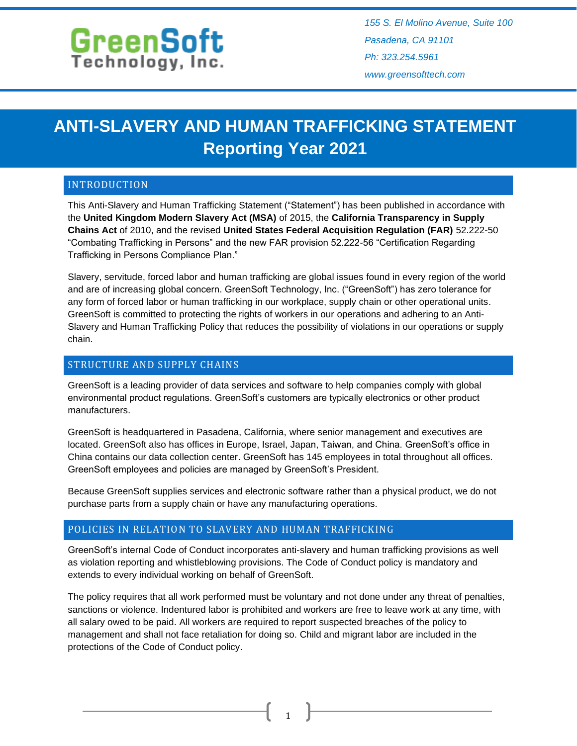GreenSoft Technology, Inc.

*155 S. El Molino Avenue, Suite 100*
*Pasadena, CA 91101*
*Ph: 323.254.5961*
*www.greensofttech.com*

# ANTI-SLAVERY AND HUMAN TRAFFICKING STATEMENT
# Reporting Year 2021

## INTRODUCTION

This Anti-Slavery and Human Trafficking Statement ("Statement") has been published in accordance with the **United Kingdom Modern Slavery Act (MSA)** of 2015, the **California Transparency in Supply Chains Act** of 2010, and the revised **United States Federal Acquisition Regulation (FAR)** 52.222-50 "Combating Trafficking in Persons" and the new FAR provision 52.222-56 "Certification Regarding Trafficking in Persons Compliance Plan."

Slavery, servitude, forced labor and human trafficking are global issues found in every region of the world and are of increasing global concern. GreenSoft Technology, Inc. ("GreenSoft") has zero tolerance for any form of forced labor or human trafficking in our workplace, supply chain or other operational units. GreenSoft is committed to protecting the rights of workers in our operations and adhering to an Anti-Slavery and Human Trafficking Policy that reduces the possibility of violations in our operations or supply chain.

## STRUCTURE AND SUPPLY CHAINS

GreenSoft is a leading provider of data services and software to help companies comply with global environmental product regulations. GreenSoft's customers are typically electronics or other product manufacturers.

GreenSoft is headquartered in Pasadena, California, where senior management and executives are located. GreenSoft also has offices in Europe, Israel, Japan, Taiwan, and China. GreenSoft's office in China contains our data collection center. GreenSoft has 145 employees in total throughout all offices. GreenSoft employees and policies are managed by GreenSoft's President.

Because GreenSoft supplies services and electronic software rather than a physical product, we do not purchase parts from a supply chain or have any manufacturing operations.

## POLICIES IN RELATION TO SLAVERY AND HUMAN TRAFFICKING

GreenSoft's internal Code of Conduct incorporates anti-slavery and human trafficking provisions as well as violation reporting and whistleblowing provisions. The Code of Conduct policy is mandatory and extends to every individual working on behalf of GreenSoft.

The policy requires that all work performed must be voluntary and not done under any threat of penalties, sanctions or violence. Indentured labor is prohibited and workers are free to leave work at any time, with all salary owed to be paid. All workers are required to report suspected breaches of the policy to management and shall not face retaliation for doing so. Child and migrant labor are included in the protections of the Code of Conduct policy.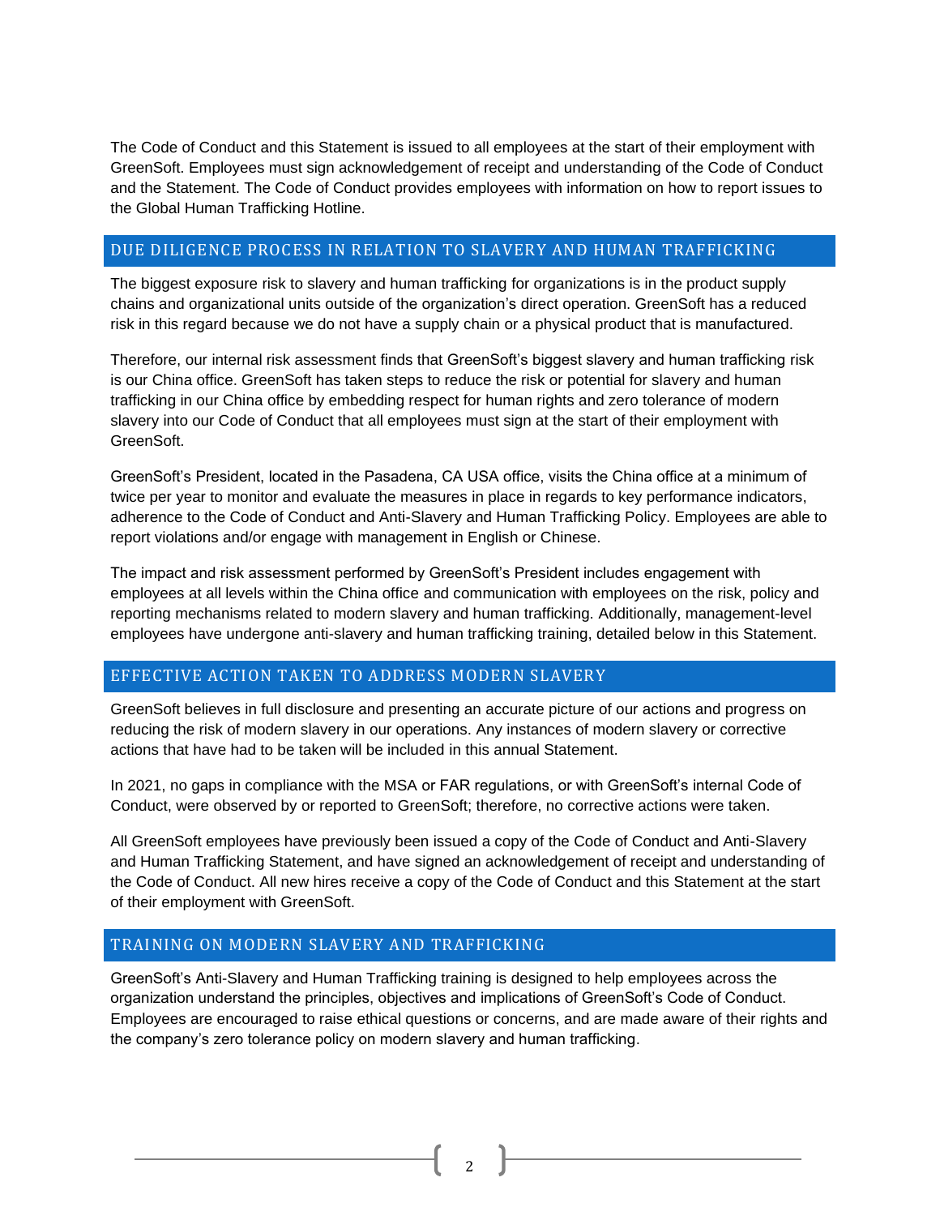The Code of Conduct and this Statement is issued to all employees at the start of their employment with GreenSoft. Employees must sign acknowledgement of receipt and understanding of the Code of Conduct and the Statement. The Code of Conduct provides employees with information on how to report issues to the Global Human Trafficking Hotline.

## DUE DILIGENCE PROCESS IN RELATION TO SLAVERY AND HUMAN TRAFFICKING

The biggest exposure risk to slavery and human trafficking for organizations is in the product supply chains and organizational units outside of the organization's direct operation. GreenSoft has a reduced risk in this regard because we do not have a supply chain or a physical product that is manufactured.

Therefore, our internal risk assessment finds that GreenSoft's biggest slavery and human trafficking risk is our China office. GreenSoft has taken steps to reduce the risk or potential for slavery and human trafficking in our China office by embedding respect for human rights and zero tolerance of modern slavery into our Code of Conduct that all employees must sign at the start of their employment with GreenSoft.

GreenSoft's President, located in the Pasadena, CA USA office, visits the China office at a minimum of twice per year to monitor and evaluate the measures in place in regards to key performance indicators, adherence to the Code of Conduct and Anti-Slavery and Human Trafficking Policy. Employees are able to report violations and/or engage with management in English or Chinese.

The impact and risk assessment performed by GreenSoft's President includes engagement with employees at all levels within the China office and communication with employees on the risk, policy and reporting mechanisms related to modern slavery and human trafficking. Additionally, management-level employees have undergone anti-slavery and human trafficking training, detailed below in this Statement.

## EFFECTIVE ACTION TAKEN TO ADDRESS MODERN SLAVERY

GreenSoft believes in full disclosure and presenting an accurate picture of our actions and progress on reducing the risk of modern slavery in our operations. Any instances of modern slavery or corrective actions that have had to be taken will be included in this annual Statement.

In 2021, no gaps in compliance with the MSA or FAR regulations, or with GreenSoft's internal Code of Conduct, were observed by or reported to GreenSoft; therefore, no corrective actions were taken.

All GreenSoft employees have previously been issued a copy of the Code of Conduct and Anti-Slavery and Human Trafficking Statement, and have signed an acknowledgement of receipt and understanding of the Code of Conduct. All new hires receive a copy of the Code of Conduct and this Statement at the start of their employment with GreenSoft.

## TRAINING ON MODERN SLAVERY AND TRAFFICKING

GreenSoft's Anti-Slavery and Human Trafficking training is designed to help employees across the organization understand the principles, objectives and implications of GreenSoft's Code of Conduct. Employees are encouraged to raise ethical questions or concerns, and are made aware of their rights and the company's zero tolerance policy on modern slavery and human trafficking.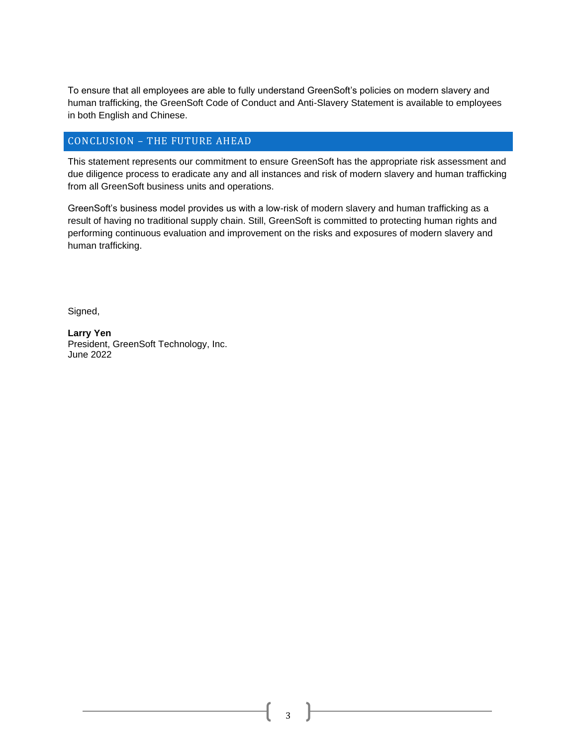To ensure that all employees are able to fully understand GreenSoft's policies on modern slavery and human trafficking, the GreenSoft Code of Conduct and Anti-Slavery Statement is available to employees in both English and Chinese.

## CONCLUSION – THE FUTURE AHEAD

This statement represents our commitment to ensure GreenSoft has the appropriate risk assessment and due diligence process to eradicate any and all instances and risk of modern slavery and human trafficking from all GreenSoft business units and operations.

GreenSoft's business model provides us with a low-risk of modern slavery and human trafficking as a result of having no traditional supply chain. Still, GreenSoft is committed to protecting human rights and performing continuous evaluation and improvement on the risks and exposures of modern slavery and human trafficking.

Signed,

**Larry Yen**
President, GreenSoft Technology, Inc.
June 2022